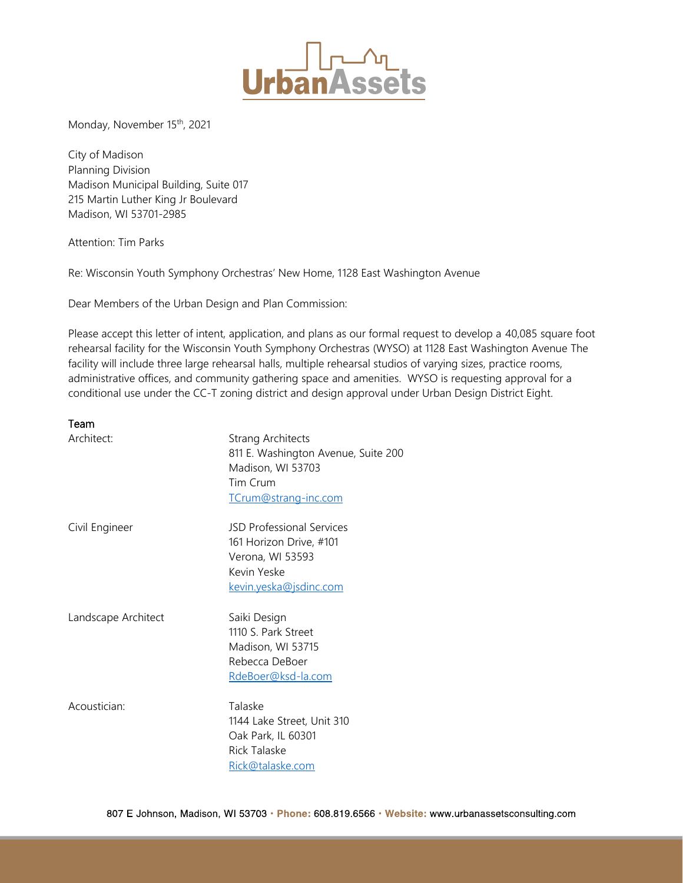Monday, November 15th, 2021

City of Madison
Planning Division
Madison Municipal Building, Suite 017
215 Martin Luther King Jr Boulevard
Madison, WI 53701-2985

Attention: Tim Parks

Re: Wisconsin Youth Symphony Orchestras' New Home, 1128 East Washington Avenue

Dear Members of the Urban Design and Plan Commission:

Please accept this letter of intent, application, and plans as our formal request to develop a 40,085 square foot rehearsal facility for the Wisconsin Youth Symphony Orchestras (WYSO) at 1128 East Washington Avenue The facility will include three large rehearsal halls, multiple rehearsal studios of varying sizes, practice rooms, administrative offices, and community gathering space and amenities. WYSO is requesting approval for a conditional use under the CC-T zoning district and design approval under Urban Design District Eight.

## Team

| | |
|---|---|
| Architect: | Strang Architects<br>811 E. Washington Avenue, Suite 200<br>Madison, WI 53703<br>Tim Crum<br>TCrum@strang-inc.com |
| Civil Engineer | JSD Professional Services<br>161 Horizon Drive, #101<br>Verona, WI 53593<br>Kevin Yeske<br>kevin.yeska@jsdinc.com |
| Landscape Architect | Saiki Design<br>1110 S. Park Street<br>Madison, WI 53715<br>Rebecca DeBoer<br>RdeBoer@ksd-la.com |
| Acoustician: | Talaske<br>1144 Lake Street, Unit 310<br>Oak Park, IL 60301<br>Rick Talaske<br>Rick@talaske.com |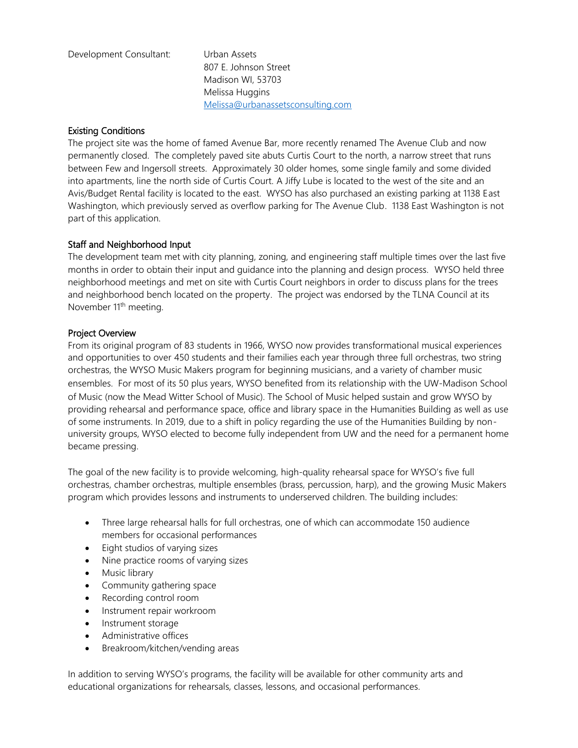Development Consultant: Urban Assets
807 E. Johnson Street
Madison WI, 53703
Melissa Huggins
[Melissa@urbanassetsconsulting.com](mailto:Melissa@urbanassetsconsulting.com)

## Existing Conditions

The project site was the home of famed Avenue Bar, more recently renamed The Avenue Club and now permanently closed. The completely paved site abuts Curtis Court to the north, a narrow street that runs between Few and Ingersoll streets. Approximately 30 older homes, some single family and some divided into apartments, line the north side of Curtis Court. A Jiffy Lube is located to the west of the site and an Avis/Budget Rental facility is located to the east. WYSO has also purchased an existing parking at 1138 East Washington, which previously served as overflow parking for The Avenue Club. 1138 East Washington is not part of this application.

## Staff and Neighborhood Input

The development team met with city planning, zoning, and engineering staff multiple times over the last five months in order to obtain their input and guidance into the planning and design process. WYSO held three neighborhood meetings and met on site with Curtis Court neighbors in order to discuss plans for the trees and neighborhood bench located on the property. The project was endorsed by the TLNA Council at its November 11th meeting.

## Project Overview

From its original program of 83 students in 1966, WYSO now provides transformational musical experiences and opportunities to over 450 students and their families each year through three full orchestras, two string orchestras, the WYSO Music Makers program for beginning musicians, and a variety of chamber music ensembles. For most of its 50 plus years, WYSO benefited from its relationship with the UW-Madison School of Music (now the Mead Witter School of Music). The School of Music helped sustain and grow WYSO by providing rehearsal and performance space, office and library space in the Humanities Building as well as use of some instruments. In 2019, due to a shift in policy regarding the use of the Humanities Building by non-university groups, WYSO elected to become fully independent from UW and the need for a permanent home became pressing.

The goal of the new facility is to provide welcoming, high-quality rehearsal space for WYSO's five full orchestras, chamber orchestras, multiple ensembles (brass, percussion, harp), and the growing Music Makers program which provides lessons and instruments to underserved children. The building includes:

- Three large rehearsal halls for full orchestras, one of which can accommodate 150 audience members for occasional performances
- Eight studios of varying sizes
- Nine practice rooms of varying sizes
- Music library
- Community gathering space
- Recording control room
- Instrument repair workroom
- Instrument storage
- Administrative offices
- Breakroom/kitchen/vending areas

In addition to serving WYSO's programs, the facility will be available for other community arts and educational organizations for rehearsals, classes, lessons, and occasional performances.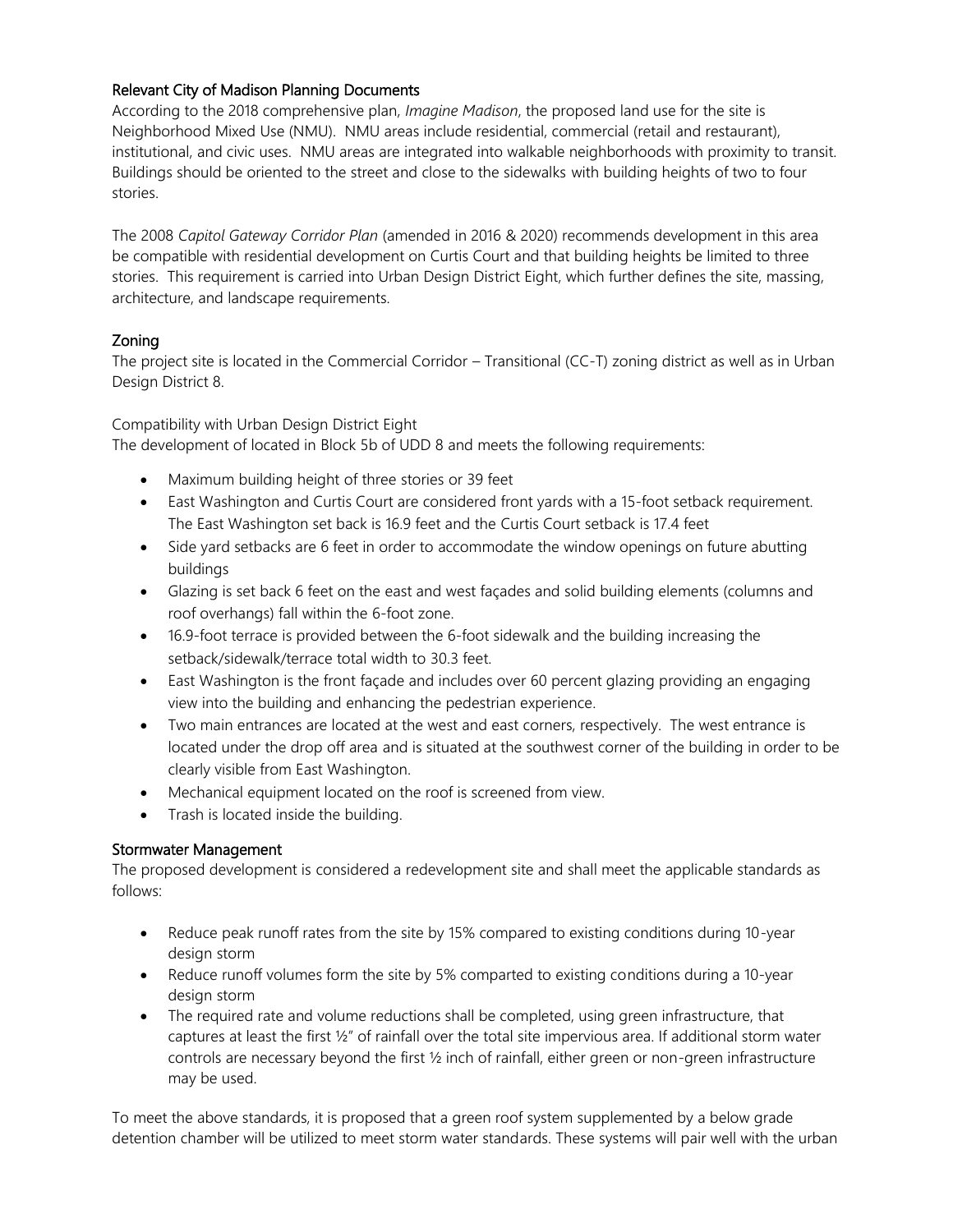## Relevant City of Madison Planning Documents

According to the 2018 comprehensive plan, *Imagine Madison*, the proposed land use for the site is Neighborhood Mixed Use (NMU). NMU areas include residential, commercial (retail and restaurant), institutional, and civic uses. NMU areas are integrated into walkable neighborhoods with proximity to transit. Buildings should be oriented to the street and close to the sidewalks with building heights of two to four stories.

The 2008 *Capitol Gateway Corridor Plan* (amended in 2016 & 2020) recommends development in this area be compatible with residential development on Curtis Court and that building heights be limited to three stories. This requirement is carried into Urban Design District Eight, which further defines the site, massing, architecture, and landscape requirements.

## Zoning

The project site is located in the Commercial Corridor – Transitional (CC-T) zoning district as well as in Urban Design District 8.

Compatibility with Urban Design District Eight

The development of located in Block 5b of UDD 8 and meets the following requirements:

- Maximum building height of three stories or 39 feet
- East Washington and Curtis Court are considered front yards with a 15-foot setback requirement. The East Washington set back is 16.9 feet and the Curtis Court setback is 17.4 feet
- Side yard setbacks are 6 feet in order to accommodate the window openings on future abutting buildings
- Glazing is set back 6 feet on the east and west façades and solid building elements (columns and roof overhangs) fall within the 6-foot zone.
- 16.9-foot terrace is provided between the 6-foot sidewalk and the building increasing the setback/sidewalk/terrace total width to 30.3 feet.
- East Washington is the front façade and includes over 60 percent glazing providing an engaging view into the building and enhancing the pedestrian experience.
- Two main entrances are located at the west and east corners, respectively. The west entrance is located under the drop off area and is situated at the southwest corner of the building in order to be clearly visible from East Washington.
- Mechanical equipment located on the roof is screened from view.
- Trash is located inside the building.

## Stormwater Management

The proposed development is considered a redevelopment site and shall meet the applicable standards as follows:

- Reduce peak runoff rates from the site by 15% compared to existing conditions during 10-year design storm
- Reduce runoff volumes form the site by 5% comparted to existing conditions during a 10-year design storm
- The required rate and volume reductions shall be completed, using green infrastructure, that captures at least the first ½" of rainfall over the total site impervious area. If additional storm water controls are necessary beyond the first ½ inch of rainfall, either green or non-green infrastructure may be used.

To meet the above standards, it is proposed that a green roof system supplemented by a below grade detention chamber will be utilized to meet storm water standards. These systems will pair well with the urban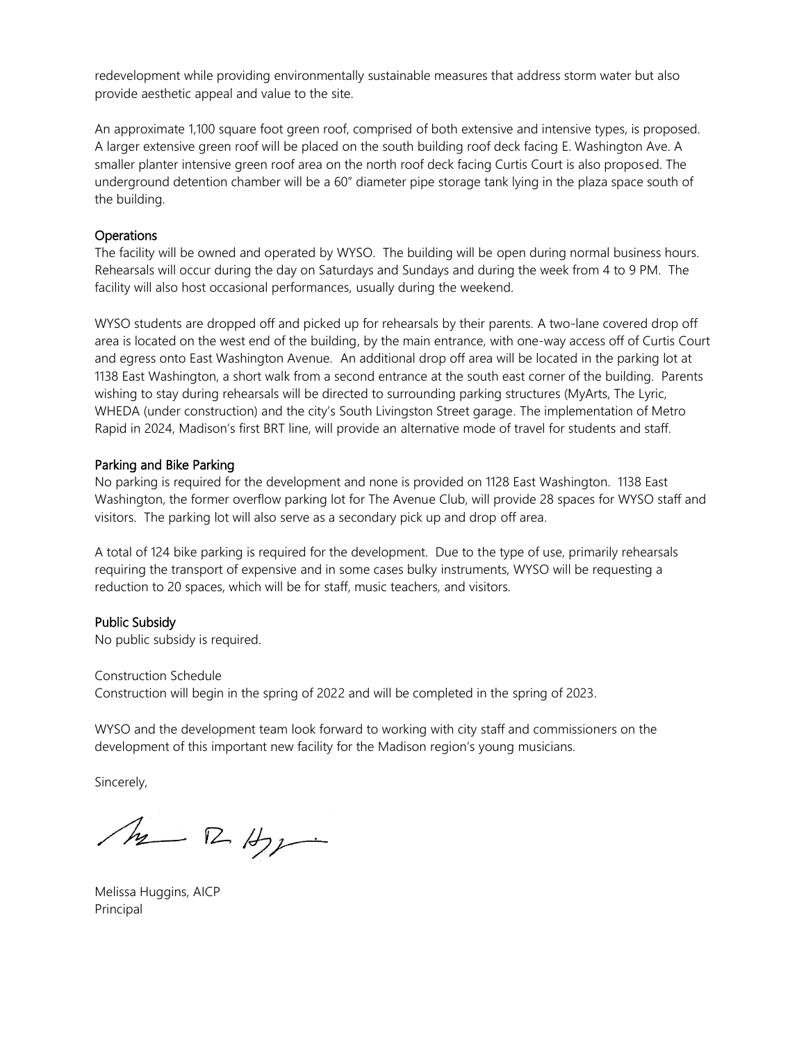redevelopment while providing environmentally sustainable measures that address storm water but also provide aesthetic appeal and value to the site.

An approximate 1,100 square foot green roof, comprised of both extensive and intensive types, is proposed. A larger extensive green roof will be placed on the south building roof deck facing E. Washington Ave. A smaller planter intensive green roof area on the north roof deck facing Curtis Court is also proposed. The underground detention chamber will be a 60" diameter pipe storage tank lying in the plaza space south of the building.

### Operations

The facility will be owned and operated by WYSO. The building will be open during normal business hours. Rehearsals will occur during the day on Saturdays and Sundays and during the week from 4 to 9 PM. The facility will also host occasional performances, usually during the weekend.

WYSO students are dropped off and picked up for rehearsals by their parents. A two-lane covered drop off area is located on the west end of the building, by the main entrance, with one-way access off of Curtis Court and egress onto East Washington Avenue. An additional drop off area will be located in the parking lot at 1138 East Washington, a short walk from a second entrance at the south east corner of the building. Parents wishing to stay during rehearsals will be directed to surrounding parking structures (MyArts, The Lyric, WHEDA (under construction) and the city's South Livingston Street garage. The implementation of Metro Rapid in 2024, Madison's first BRT line, will provide an alternative mode of travel for students and staff.

### Parking and Bike Parking

No parking is required for the development and none is provided on 1128 East Washington. 1138 East Washington, the former overflow parking lot for The Avenue Club, will provide 28 spaces for WYSO staff and visitors. The parking lot will also serve as a secondary pick up and drop off area.

A total of 124 bike parking is required for the development. Due to the type of use, primarily rehearsals requiring the transport of expensive and in some cases bulky instruments, WYSO will be requesting a reduction to 20 spaces, which will be for staff, music teachers, and visitors.

### Public Subsidy

No public subsidy is required.

Construction Schedule

Construction will begin in the spring of 2022 and will be completed in the spring of 2023.

WYSO and the development team look forward to working with city staff and commissioners on the development of this important new facility for the Madison region's young musicians.

Sincerely,

Melissa Huggins, AICP
Principal